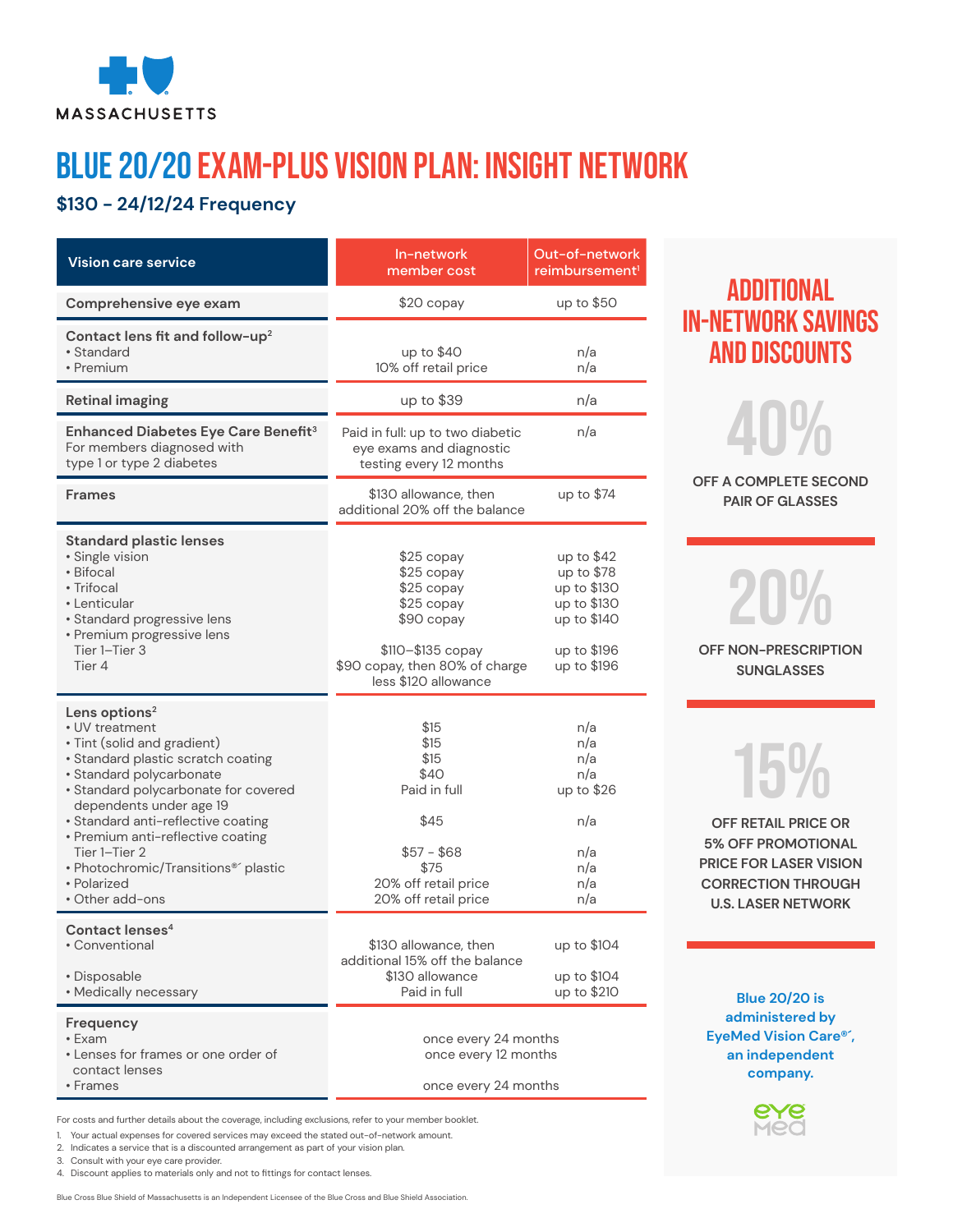MASSACHUSETTS

# BLUE 20/20 EXAM-PLUS VISION PLAN: INSIGHT NETWORK

## $130 - 24/12/24 Frequency

| Vision care service | In-network member cost | Out-of-network reimbursement[1] |
|---|---|---|
| **Comprehensive eye exam** | $20 copay | up to $50 |
| **Contact lens fit and follow-up**[2] | | |
| • Standard | up to $40 | n/a |
| • Premium | 10% off retail price | n/a |
| **Retinal imaging** | up to $39 | n/a |
| **Enhanced Diabetes Eye Care Benefit**[3] For members diagnosed with type 1 or type 2 diabetes | Paid in full: up to two diabetic eye exams and diagnostic testing every 12 months | n/a |
| **Frames** | $130 allowance, then additional 20% off the balance | up to $74 |
| **Standard plastic lenses** | | |
| • Single vision | $25 copay | up to $42 |
| • Bifocal | $25 copay | up to $78 |
| • Trifocal | $25 copay | up to $130 |
| • Lenticular | $25 copay | up to $130 |
| • Standard progressive lens | $90 copay | up to $140 |
| • Premium progressive lens | | |
| Tier 1–Tier 3 | $110–$135 copay | up to $196 |
| Tier 4 | $90 copay, then 80% of charge less $120 allowance | up to $196 |
| **Lens options**[2] | | |
| • UV treatment | $15 | n/a |
| • Tint (solid and gradient) | $15 | n/a |
| • Standard plastic scratch coating | $15 | n/a |
| • Standard polycarbonate | $40 | n/a |
| • Standard polycarbonate for covered dependents under age 19 | Paid in full | up to $26 |
| • Standard anti-reflective coating | $45 | n/a |
| • Premium anti-reflective coating | | |
| Tier 1–Tier 2 | $57 - $68 | n/a |
| • Photochromic/Transitions®´ plastic | $75 | n/a |
| • Polarized | 20% off retail price | n/a |
| • Other add-ons | 20% off retail price | n/a |
| **Contact lenses**[4] | | |
| • Conventional | $130 allowance, then additional 15% off the balance | up to $104 |
| • Disposable | $130 allowance | up to $104 |
| • Medically necessary | Paid in full | up to $210 |
| **Frequency** | | |
| • Exam | once every 24 months | |
| • Lenses for frames or one order of contact lenses | once every 12 months | |
| • Frames | once every 24 months | |

## ADDITIONAL IN-NETWORK SAVINGS AND DISCOUNTS

**40%** OFF A COMPLETE SECOND PAIR OF GLASSES

**20%** OFF NON-PRESCRIPTION SUNGLASSES

**15%** OFF RETAIL PRICE OR 5% OFF PROMOTIONAL PRICE FOR LASER VISION CORRECTION THROUGH U.S. LASER NETWORK

**Blue 20/20 is administered by EyeMed Vision Care®´, an independent company.**

eye med

For costs and further details about the coverage, including exclusions, refer to your member booklet.

1. Your actual expenses for covered services may exceed the stated out-of-network amount.
2. Indicates a service that is a discounted arrangement as part of your vision plan.
3. Consult with your eye care provider.
4. Discount applies to materials only and not to fittings for contact lenses.

Blue Cross Blue Shield of Massachusetts is an Independent Licensee of the Blue Cross and Blue Shield Association.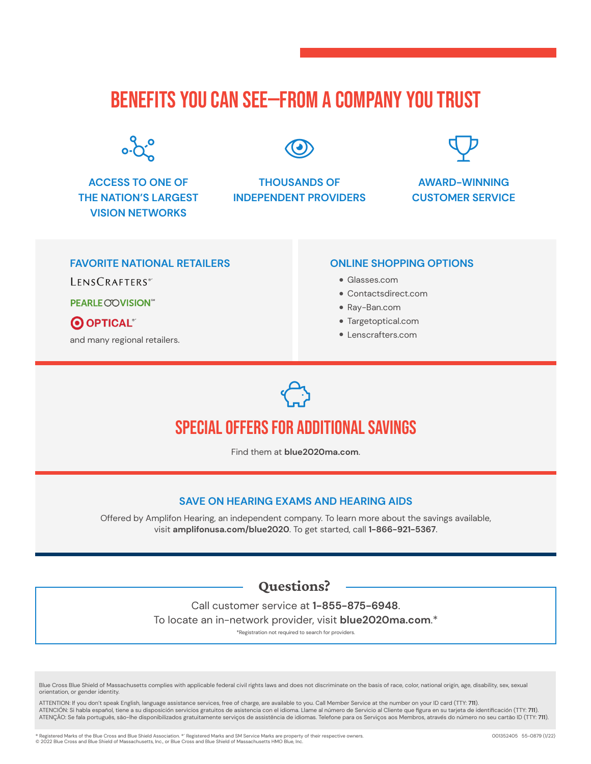# BENEFITS YOU CAN SEE—FROM A COMPANY YOU TRUST

**ACCESS TO ONE OF THE NATION'S LARGEST VISION NETWORKS**

**THOUSANDS OF INDEPENDENT PROVIDERS**

**AWARD-WINNING CUSTOMER SERVICE**

### FAVORITE NATIONAL RETAILERS

LENSCRAFTERS®´

PEARLE VISION℠

OPTICAL®´

and many regional retailers.

### ONLINE SHOPPING OPTIONS

- Glasses.com
- Contactsdirect.com
- Ray-Ban.com
- Targetoptical.com
- Lenscrafters.com

## SPECIAL OFFERS FOR ADDITIONAL SAVINGS

Find them at **blue2020ma.com**.

### SAVE ON HEARING EXAMS AND HEARING AIDS

Offered by Amplifon Hearing, an independent company. To learn more about the savings available, visit **amplifonusa.com/blue2020**. To get started, call **1-866-921-5367**.

## Questions?

Call customer service at **1-855-875-6948**.

To locate an in-network provider, visit **blue2020ma.com**.*

*Registration not required to search for providers.

Blue Cross Blue Shield of Massachusetts complies with applicable federal civil rights laws and does not discriminate on the basis of race, color, national origin, age, disability, sex, sexual orientation, or gender identity.

ATTENTION: If you don't speak English, language assistance services, free of charge, are available to you. Call Member Service at the number on your ID card (TTY: **711**).
ATENCIÓN: Si habla español, tiene a su disposición servicios gratuitos de asistencia con el idioma. Llame al número de Servicio al Cliente que figura en su tarjeta de identificación (TTY: **711**).
ATENÇÃO: Se fala português, são-lhe disponibilizados gratuitamente serviços de assistência de idiomas. Telefone para os Serviços aos Membros, através do número no seu cartão ID (TTY: **711**).

® Registered Marks of the Blue Cross and Blue Shield Association. ®´ Registered Marks and SM Service Marks are property of their respective owners.
© 2022 Blue Cross and Blue Shield of Massachusetts, Inc., or Blue Cross and Blue Shield of Massachusetts HMO Blue, Inc.

001352405 55-0879 (1/22)